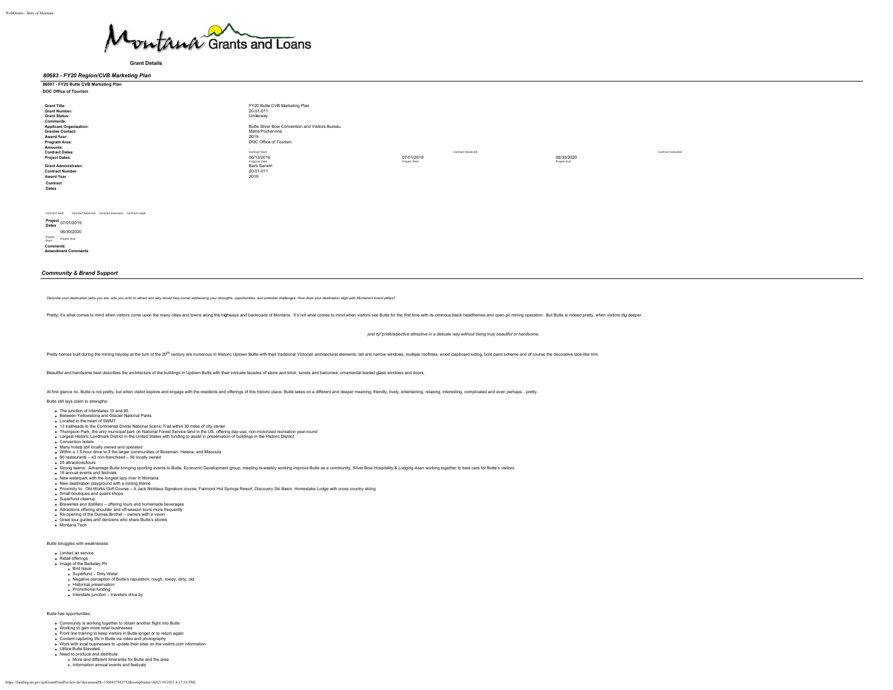Montana Grants and Loans

**Grant Details**

### *80683 - FY20 Region/CVB Marketing Plan*

**86697 - FY20 Butte CVB Marketing Plan**

**DOC Office of Tourism**

| | |
|---|---|
| **Grant Title:** | FY20 Butte CVB Marketing Plan |
| **Grant Number:** | 20-51-011 |
| **Grant Status:** | Underway |
| **Comments:** | |
| **Applicant Organization:** | Butte Silver Bow Convention and Visitors Bureau |
| **Grantee Contact:** | Maria Pochervina |
| **Award Year:** | 2019 |
| **Program Area:** | DOC Office of Tourism |
| **Amounts:** | |
| **Contract Dates:** | Contract Sent / Contract Received / Contract Executed |
| **Project Dates:** | 06/13/2019 (Proposal Date) / 07/01/2019 (Project Start) / 06/30/2020 (Project End) |
| **Grant Administrator:** | Barb Sanem |
| **Contract Number** | 20-51-011 |
| **Award Year** | 2019 |

**Contract Dates**

Contract Sent Contract Received Contract Executed Contract Legal

**Project Dates** 07/01/2019 06/30/2020

Project Start Project End

**Comments**

**Amendment Comments**

### *Community & Brand Support*

*Describe your destination (who you are, who you wish to attract and why would they come) addressing your strengths, opportunities, and potential challenges. How does your destination align with Montana's brand pillars?*

Pretty; it's what comes to mind when visitors come upon the many cities and towns along the highways and backroads of Montana. It's not what comes to mind when visitors see Butte for the *first time* with its ominous black headframes and open-pit mining operation. But Butte is indeed pretty, when visitors dig deeper.

*pret·ty/ pridē/adjective attractive in a delicate way without being truly beautiful or handsome.*

Pretty homes built during the mining heyday at the turn of the 20th century are numerous in Historic Uptown Butte with their traditional Victorian architectural elements; tall and narrow windows, multiple rooflines, wood clapboard siding, bold paint scheme and of course the decorative lace-like trim.

Beautiful and handsome best describes the architecture of the buildings in Uptown Butte with their intricate facades of stone and brick, turrets and balconies, ornamental leaded glass windows and doors.

At first glance no, Butte is not pretty, but when visitor explore and engage with the residents and offerings of this historic place, Butte takes on a different and deeper meaning; friendly, lively, entertaining, relaxing, interesting, complicated and even perhaps…pretty.

Butte still lays claim to strengths:

- The junction of Interstates 15 and 90.
- Between Yellowstone and Glacier National Parks
- Located in the heart of SWMT
- 13 trailheads to the Continental Divide National Scenic Trail within 30 miles of city-center
- Thompson Park, the only municipal park on National Forest Service land in the US, offering day-use, non-motorized recreation year-round
- Largest Historic Landmark District in the United States with funding to assist in preservation of buildings in the Historic District
- Convention hotels
- Many hotels still locally owned and operated
- Within a 1.5-hour drive to 3 the larger communities of Bozeman, Helena, and Missoula
- 90 restaurants – 43 non-franchised – 56 locally owned
- 25 attractions/tours
- Strong teams: Advantage Butte bringing sporting events to Butte, Economic Development group, meeting bi-weekly working improve Butte as a community, Silver Bow Hospitality & Lodging Assn working together to best care for Butte's visitors
- 18 annual events and festivals
- New waterpark with the longest lazy river in Montana
- New destination playground with a mining theme
- Proximity to: Old Works Golf Course – A Jack Nicklaus Signature course, Fairmont Hot Springs Resort, Discovery Ski Basin, Homestake Lodge with cross country skiing
- Small boutiques and quaint shops
- Superfund cleanup
- Breweries and distillery – offering tours and homemade beverages
- Attractions offering shoulder and off-season tours more frequently
- Re-opening of the Dumas Brothel – owners with a vision
- Great tour guides and denizens who share Butte's stories
- Montana Tech

Butte struggles with weaknesses:

- Limited air service
- Retail offerings
- Image of the Berkeley Pit
  - Bird Issue
  - Superfund – Dirty Water
  - Negative perception of Butte's reputation; rough, rowdy, dirty, old
  - Historical preservation
  - Promotional funding
  - Interstate junction – travelers drive by

Butte has opportunities:

- Community is working together to obtain another flight into Butte
- Working to gain more retail businesses
- Front line training to keep visitors in Butte longer or to return again
- Content capturing life in Butte via video and photography
- Work with local businesses to update their sites on the visitmt.com information
- Utilize Butte.Elevated
- Need to produce and distribute:
  - More and different Itineraries for Butte and the area
  - Information annual events and festivals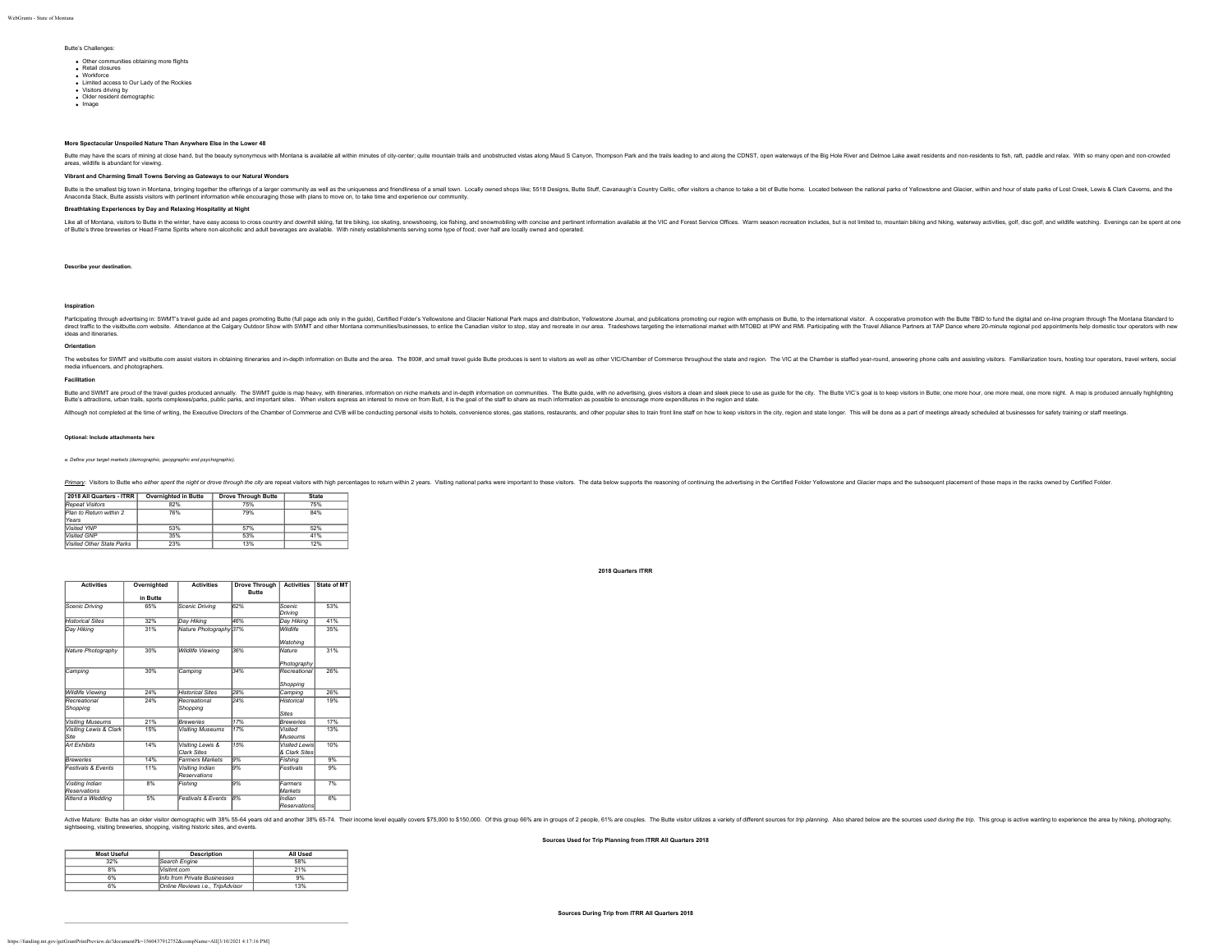Butte's Challenges:

- Other communities obtaining more flights
- Retail closures
- Workforce
- Limited access to Our Lady of the Rockies
- Visitors driving by
- Older resident demographic
- Image

**More Spectacular Unspoiled Nature Than Anywhere Else in the Lower 48**

Butte may have the scars of mining at close hand, but the beauty synonymous with Montana is available all within minutes of city-center; quite mountain trails and unobstructed vistas along Maud S Canyon, Thompson Park and the trails leading to and along the CDNST, open waterways of the Big Hole River and Delmoe Lake await residents and non-residents to fish, raft, paddle and relax. With so many open and non-crowded areas, wildlife is abundant for viewing.

**Vibrant and Charming Small Towns Serving as Gateways to our Natural Wonders**

Butte is the smallest big town in Montana, bringing together the offerings of a larger community as well as the uniqueness and friendliness of a small town. Locally owned shops like; 5518 Designs, Butte Stuff, Cavanaugh's Country Celtic, offer visitors a chance to take a bit of Butte home. Located between the national parks of Yellowstone and Glacier, within and hour of state parks of Lost Creek, Lewis & Clark Caverns, and the Anaconda Stack, Butte assists visitors with pertinent information while encouraging those with plans to move on, to take time and experience our community.

**Breathtaking Experiences by Day and Relaxing Hospitality at Night**

Like all of Montana, visitors to Butte in the winter, have easy access to cross country and downhill skiing, fat tire biking, ice skating, snowshoeing, ice fishing, and snowmobiling with concise and pertinent information available at the VIC and Forest Service Offices. Warm season recreation includes, but is not limited to, mountain biking and hiking, waterway activities, golf, disc golf, and wildlife watching. Evenings can be spent at one of Butte's three breweries or Head Frame Spirits where non-alcoholic and adult beverages are available. With ninety establishments serving some type of food; over half are locally owned and operated.

**Describe your destination.**

**Inspiration**

Participating through advertising in: SWMT's travel guide ad and pages promoting Butte (full page ads only in the guide), Certified Folder's Yellowstone and Glacier National Park maps and distribution, Yellowstone Journal, and publications promoting our region with emphasis on Butte, to the international visitor. A cooperative promotion with the Butte TBID to fund the digital and on-line program through The Montana Standard to direct traffic to the visitbutte.com website. Attendance at the Calgary Outdoor Show with SWMT and other Montana communities/businesses, to entice the Canadian visitor to stop, stay and recreate in our area. Tradeshows targeting the international market with MTOBD at IPW and RMI. Participating with the Travel Alliance Partners at TAP Dance where 20-minute regional pod appointments help domestic tour operators with new ideas and itineraries.

**Orientation**

The websites for SWMT and visitbutte.com assist visitors in obtaining itineraries and in-depth information on Butte and the area. The 800#, and small travel guide Butte produces is sent to visitors as well as other VIC/Chamber of Commerce throughout the state and region. The VIC at the Chamber is staffed year-round, answering phone calls and assisting visitors. Familiarization tours, hosting tour operators, travel writers, social media influencers, and photographers.

**Facilitation**

Butte and SWMT are proud of the travel guides produced annually. The SWMT guide is map heavy, with itineraries, information on niche markets and in-depth information on communities. The Butte guide, with no advertising, gives visitors a clean and sleek piece to use as guide for the city. The Butte VIC's goal is to keep visitors in Butte; one more hour, one more meal, one more night. A map is produced annually highlighting Butte's attractions, urban trails, sports complexes/parks, public parks, and important sites. When visitors express an interest to move on from Butt, it is the goal of the staff to share as much information as possible to encourage more expenditures in the region and state.

Although not completed at the time of writing, the Executive Directors of the Chamber of Commerce and CVB will be conducting personal visits to hotels, convenience stores, gas stations, restaurants, and other popular sites to train front line staff on how to keep visitors in the city, region and state longer. This will be done as a part of meetings already scheduled at businesses for safety training or staff meetings.

**Optional: Include attachments here**

*a. Define your target markets (demographic, geopgraphic and psychographic).*

*Primary*: Visitors to Butte who either spent the night or drove through the city are repeat visitors with high percentages to return within 2 years. Visiting national parks were important to these visitors. The data below supports the reasoning of continuing the advertising in the Certified Folder Yellowstone and Glacier maps and the subsequent placement of these maps in the racks owned by Certified Folder.

| 2018 All Quarters - ITRR | Overnighted in Butte | Drove Through Butte | State |
|---|---|---|---|
| *Repeat Visitors* | 82% | 75% | 75% |
| *Plan to Return within 2 Years* | 76% | 79% | 84% |
| *Visited YNP* | 53% | 57% | 52% |
| *Visited GNP* | 35% | 53% | 41% |
| *Visited Other State Parks* | 23% | 13% | 12% |

**2018 Quarters ITRR**

| Activities | Overnighted in Butte | Activities | Drove Through Butte | Activities | State of MT |
|---|---|---|---|---|---|
| *Scenic Driving* | 65% | *Scenic Driving* | 62% | *Scenic Driving* | 53% |
| *Historical Sites* | 32% | *Day Hiking* | 46% | *Day Hiking* | 41% |
| *Day Hiking* | 31% | *Nature Photography* | 37% | *Wildlife Watching* | 35% |
| *Nature Photography* | 30% | *Wildlife Viewing* | 36% | *Nature Photography* | 31% |
| *Camping* | 30% | *Camping* | 34% | *Recreational Shopping* | 26% |
| *Wildlife Viewing* | 24% | *Historical Sites* | 28% | *Camping* | 26% |
| *Recreational Shopping* | 24% | *Recreational Shopping* | 24% | *Historical Sites* | 19% |
| *Visiting Museums* | 21% | *Breweries* | 17% | *Breweries* | 17% |
| *Visiting Lewis & Clark Site* | 15% | *Visiting Museums* | 17% | *Visited Museums* | 13% |
| *Art Exhibits* | 14% | *Visiting Lewis & Clark Sites* | 15% | *Visited Lewis & Clark Sites* | 10% |
| *Breweries* | 14% | *Farmers Markets* | 9% | *Fishing* | 9% |
| *Festivals & Events* | 11% | *Visiting Indian Reservations* | 9% | *Festivals* | 9% |
| *Visiting Indian Reservations* | 8% | *Fishing* | 9% | *Farmers Markets* | 7% |
| *Attend a Wedding* | 5% | *Festivals & Events* | 8% | *Indian Reservations* | 6% |

Active Mature: Butte has an older visitor demographic with 38% 55-64 years old and another 38% 65-74. Their income level equally covers $75,000 to $150,000. Of this group 66% are in groups of 2 people, 61% are couples. The Butte visitor utilizes a variety of different sources for *trip planning*. Also shared below are the sources *used during the trip*. This group is active wanting to experience the area by hiking, photography, sightseeing, visiting breweries, shopping, visiting historic sites, and events.

**Sources Used for Trip Planning from ITRR All Quarters 2018**

| Most Useful | Description | All Used |
|---|---|---|
| 32% | *Search Engine* | 58% |
| 8% | *Visitmt.com* | 21% |
| 6% | *Info from Private Businesses* | 9% |
| 6% | *Online Reviews i.e., TripAdvisor* | 13% |

**Sources During Trip from ITRR All Quarters 2018**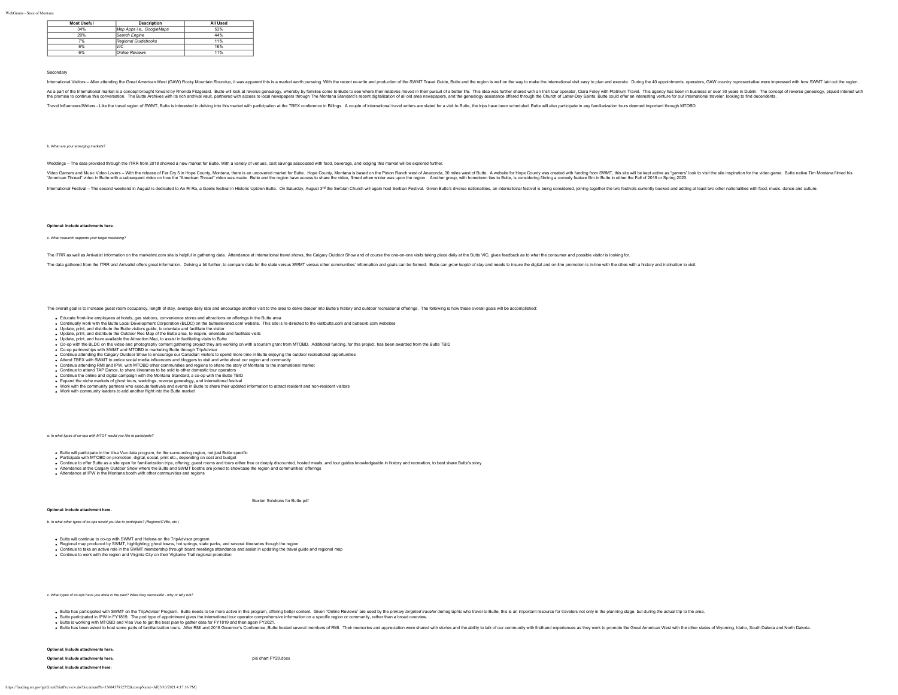| Most Useful | Description | All Used |
|---|---|---|
| 34% | *Map Apps i.e., GoogleMaps* | 53% |
| 20% | *Search Engine* | 44% |
| 7% | *Regional Guidebooks* | 11% |
| 6% | *VIC* | 16% |
| 6% | *Online Reviews* | 11% |

Secondary

International Visitors – After attending the Great American West (GAW) Rocky Mountain Roundup, it was apparent this is a market worth pursuing. With the recent re-write and production of the SWMT Travel Guide, Butte and the region is well on the way to make the international visit easy to plan and execute. During the 40 appointments, operators, GAW country representative were impressed with how SWMT laid out the region.

As a part of the International market is a concept brought forward by Rhonda Fitzgerald. Butte will look at reverse genealogy, whereby by families come to Butte to see where their relatives moved in their pursuit of a better life. This idea was further shared with an Irish tour operator, Ciara Foley with Platinum Travel. This agency has been in business or over 30 years in Dublin. The concept of reverse geneology, piqued interest with the promise to continue this conversation. The Butte Archives with its rich archival vault, partnered with access to local newspapers through The Montana Standard's recent digitalization of all old area newspapers, and the genealogy assistance offered through the Church of Latter-Day Saints, Butte could offer an interesting venture for our international traveler, looking to find decendents.

Travel Influencers/Writers - Like the travel region of SWMT, Butte is interested in delving into this market with participation at the TBEX conference in Billings. A couple of international travel writers are slated for a visit to Butte, the trips have been scheduled. Butte will also participate in any familiarization tours deemed important through MTOBD.

*b. What are your emerging markets?*

Weddings – The data provided through the ITRR from 2018 showed a new market for Butte. With a variety of venues, cost savings associated with food, beverage, and lodging this market will be explored further.

Video Gamers and Music Video Lovers – With the release of Far Cry 5 in Hope County, Montana, there is an uncovered market for Butte. Hope County, Montana is based on the Pinion Ranch west of Anaconda, 30 miles west of Butte. A website for Hope County was created with funding from SWMT, this site will be kept active as "gamers" look to visit the site inspiration for the video game. Butte native Tim Montana filmed his "American Thread" video in Butte with a subsequent video on how the "American Thread" video was made. Butte and the region have access to share the video, filmed when winter was upon the region. Another group, with hometown ties to Butte, is considering filming a comedy feature film in Butte in either the Fall of 2019 or Spring 2020.

International Festival – The second weekend in August is dedicated to An Ri Ra, a Gaelic festival in Historic Uptown Butte. On Saturday, August 3rd the Serbian Church will again host Serbian Festival. Given Butte's diverse nationalities, an international festival is being considered, joining together the two festivals currently booked and adding at least two other nationalities with food, music, dance and culture.

**Optional: Include attachments here.**

*c. What research supports your target marketing?*

The ITRR as well as Arrivalist information on the marketmt.com site is helpful in gathering data. Attendance at international travel shows, the Calgary Outdoor Show and of course the one-on-one visits taking place daily at the Butte VIC, gives feedback as to what the consumer and possible visitor is looking for.

The data gathered from the ITRR and Arrivalist offers great information. Delving a bit further, to compare data for the state versus SWMT versus other communities' information and goals can be formed. Butte can *grow length of stay* and needs to insure the digital and on-line promotion is in-line with the cities with a history and inclination to visit.

The overall goal is to increase guest room occupancy, length of stay, average daily rate and encourage another visit to the area to delve deeper into Butte's history and outdoor recreational offerings. The following is how these overall goals will be accomplished:

- Educate front-line employees at hotels, gas stations, convenience stores and attractions on offerings in the Butte area
- Continually work with the Butte Local Development Corporation (BLDC) on the butteelevated.com website. This site is re-directed to the visitbutte.com and buttecvb.com websites
- Update, print, and distribute the Butte visitors guide, to orientate and facilitate the visitor
- Update, print, and distribute the Outdoor Rec Map of the Butte area, to inspire, orientate and facilitate visits
- Update, print, and have available the Attraction Map, to assist in facilitating visits to Butte
- Co-op with the BLDC on the video and photography content gathering project they are working on with a tourism grant from MTOBD. Additional funding, for this project, has been awarded from the Butte TBID
- Co-op partnerships with SWMT and MTOBD in marketing Butte through TripAdvisor
- Continue attending the Calgary Outdoor Show to encourage our Canadian visitors to spend more time in Butte enjoying the outdoor recreational opportunities
- Attend TBEX with SWMT to entice social media influencers and bloggers to visit and write about our region and community
- Continue attending RMI and IPW, with MTOBD other communities and regions to share the story of Montana to the international market
- Continue to attend TAP Dance, to share itineraries to be sold to other domestic tour operators
- Continue the online and digital campaign with the Montana Standard, a co-op with the Butte TBID
- Expand the niche markets of ghost tours, weddings, reverse genealogy, and international festival
- Work with the community partners who execute festivals and events in Butte to share their updated information to attract resident and non-resident visitors
- Work with community leaders to add another flight into the Butte market

*a. In what types of co-ops with MTOT would you like to participate?*

- Butte will participate in the Visa Vue data program, for the surrounding region, not just Butte specific
- Participate with MTOBD on promotion, digital, social, print etc., depending on cost and budget
- Continue to offer Butte as a site open for familiarization trips, offering; guest rooms and tours either free or deeply discounted, hosted meals, and tour guides knowledgeable in history and recreation, to best share Butte's story
- Attendance at the Calgary Outdoor Show where the Butte and SWMT booths are joined to showcase the region and communities' offerings
- Attendance at IPW in the Montana booth with other communities and regions

Buxton Solutions for Butte.pdf

**Optional: Include attachment here.**

*b. In what other types of co-ops would you like to participate? (Regions/CVBs, etc.)*

- Butte will continue to co-op with SWMT and Helena on the TripAdvisor program
- Regional map produced by SWMT, highlighting; ghost towns, hot springs, state parks, and several itineraries though the region
- Continue to take an active role in the SWMT membership through board meetings attendance and assist in updating the travel guide and regional map
- Continue to work with the region and Virginia City on their Vigilante Trail regional promotion

*c. What types of co-ops have you done in the past? Were they successful - why or why not?*

- Butte has participated with SWMT on the TripAdvisor Program. Butte needs to be more active in this program, offering better content. Given "Online Reviews" are used by the *primary targeted traveler* demographic who travel to Butte, this is an important resource for travelers not only in the planning stage, but during the actual trip to the area.
- Butte participated in IPW in FY1819. The pod type of appointment gives the international tour operator comprehensive information on a specific region or community, rather than a broad overview.
- Butte is working with MTOBD and Visa Vue to get the best plan to gather data for FY1819 and then again FY2021.
- Butte has been asked to host some parts of familiarization tours. After RMI and 2018 Governor's Conference, Butte hosted several members of RMI. Their memories and appreciation were shared with stories and the ability to talk of our community with firsthand experiences as they work to promote the Great American West with the other states of Wyoming, Idaho, South Dakota and North Dakota.

**Optional: Include attachments here.**

**Optional: Include attachments here.** pie chart FY20.docx

**Optional: Include attachment here:**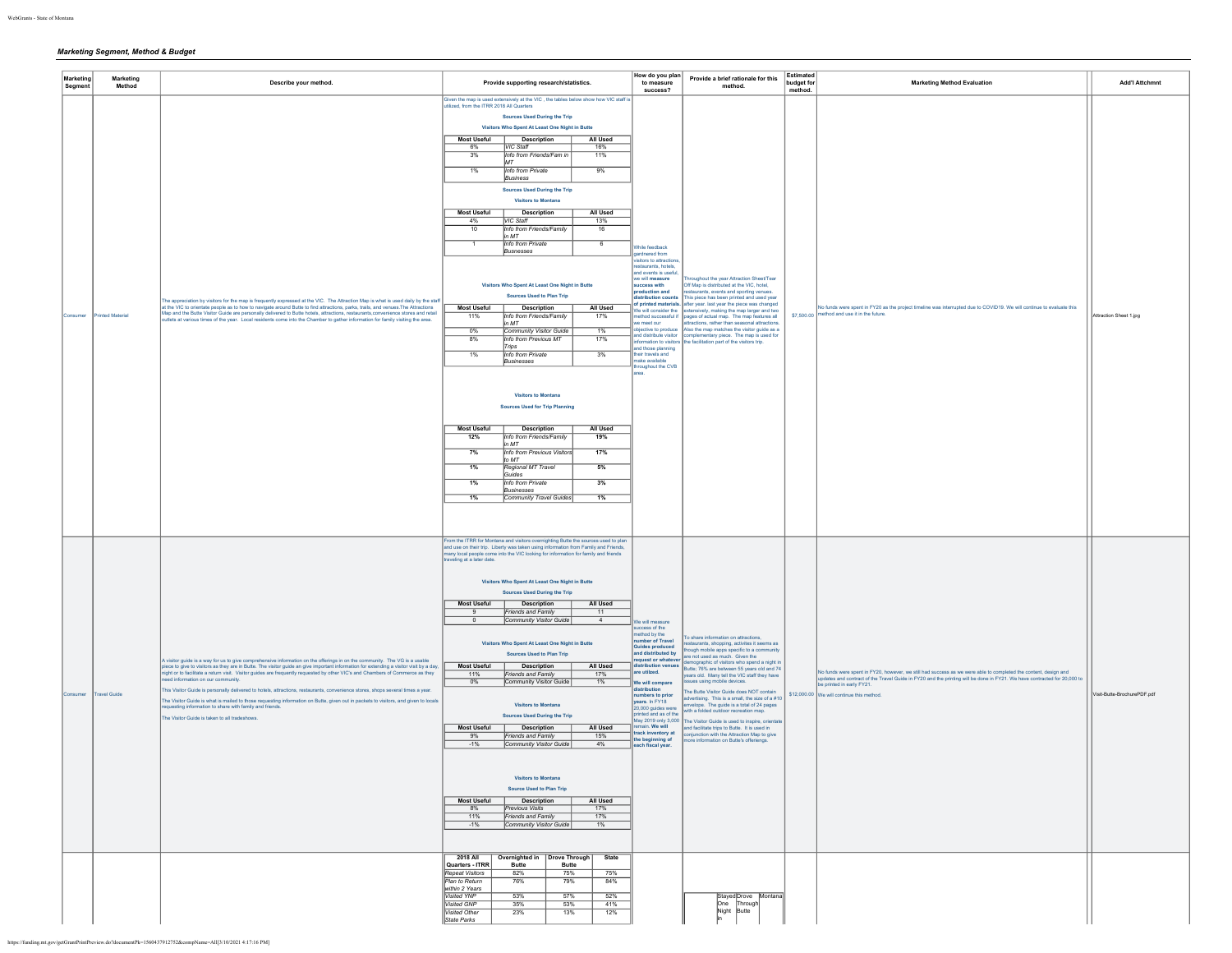## Marketing Segment, Method & Budget

| Marketing Segment | Marketing Method | Describe your method. | Provide supporting research/statistics. | How do you plan to measure success? | Provide a brief rationale for this method. | Estimated budget for method. | Marketing Method Evaluation | Add'l Attchmnt |
|---|---|---|---|---|---|---|---|---|
| Consumer | Printed Material | The appreciation by visitors for the map is frequently expressed at the VIC. The Attraction Map is what is used daily by the staff at the VIC to orientate people as to how to navigate around Butte to find attractions, parks, trails, and venues.The Attractions Map and the Butte Visitor Guide are personally delivered to Butte hotels, attractions, restaurants,convenience stores and retail outlets at various times of the year. Local residents come into the Chamber to gather information for family visiting the area. | Given the map is used extensively at the VIC , the tables below show how VIC staff is utilized, from the ITRR 2018 All Quarters<br><br>**Sources Used During the Trip**<br>**Visitors Who Spent At Least One Night in Butte**<br>Most Useful / Description / All Used:<br>6% / VIC Staff / 16%<br>3% / Info from Friends/Fam in MT / 11%<br>1% / Info from Private Business / 9%<br><br>**Sources Used During the Trip**<br>**Visitors to Montana**<br>Most Useful / Description / All Used:<br>4% / VIC Staff / 13%<br>10 / Info from Friends/Family in MT / 16<br>1 / Info from Private Busiensses / 6<br><br>**Visitors Who Spent At Least One Night in Butte**<br>**Sources Used to Plan Trip**<br>Most Useful / Description / All Used:<br>11% / Info from Friends/Family in MT / 17%<br>0% / Community Visitor Guide / 1%<br>8% / Info from Previous MT Trips / 17%<br>1% / Info from Private Businesses / 3%<br><br>**Visitors to Montana**<br>**Sources Used for Trip Planning**<br>Most Useful / Description / All Used:<br>12% / Info from Friends/Family in MT / 19%<br>7% / Info from Previous Visitors to MT / 17%<br>1% / Regional MT Travel Guides / 5%<br>1% / Info from Private Businesses / 3%<br>1% / Community Travel Guides / 1% | While feedback gardnered from visitors to attractions, restaurants, hotels, and events is useful, we will **measure success with production and distribution counts of printed materials.** We will consider the method successful if we meet our objective to produce and distribute visitor information to visitors and those planning their travels and make available throughout the CVB area. | Throughout the year Attraction Sheet/Tear Off Map is distributed at the VIC, hotel, restaurants, events and sporting venues. This piece has been printed and used year after year. last year the piece was changed extensively, making the map larger and two pages of actual map. The map features all attractions, rather then seasonal attractions. Also the map matches the visitor guide as a complementary piece. The map is used for the facilitation part of the visitors trip. | $7,500.00 | No funds were spent in FY20 as the project timeline was interrupted due to COVID19. We will continue to evaluate this method and use it in the future. | Attraction Sheet 1.jpg |
| Consumer | Travel Guide | A visitor guide is a way for us to give comprehensive information on the offerings in on the community. The VG is a usable piece to give to visitors as they are in Butte. The visitor guide an give important information for extending a visitor visit by a day, night or to facilitate a return visit. Visitor guides are frequently requested by other VIC's and Chambers of Commerce as they need information on our community.<br><br>This Visitor Guide is personally delivered to hotels, attractions, restaurants, convenience stores, shops several times a year.<br><br>The Visitor Guide is what is mailed to those requesting information on Butte, given out in packets to visitors, and given to locals requesting information to share with family and friends.<br><br>The Visitor Guide is taken to all tradeshows. | From the ITRR for Montana and visitors overnighting Butte the sources used to plan and use on their trip. Liberty was taken using information from Family and Friends, many local people come into the VIC looking for information for family and friends traveling at a later date.<br><br>**Visitors Who Spent At Least One Night in Butte**<br>**Sources Used During the Trip**<br>Most Useful / Description / All Used:<br>9 / Friends and Family / 11<br>0 / Community Visitor Guide / 4<br><br>**Visitors Who Spent At Least One Night in Butte**<br>**Sources Used to Plan Trip**<br>Most Useful / Description / All Used:<br>11% / Friends and Family / 17%<br>0% / Community Visitor Guide / 1%<br><br>**Visitors to Montana**<br>**Sources Used During the Trip**<br>Most Useful / Description / All Used:<br>9% / Friends and Family / 15%<br>-1% / Community Visitor Guide / 4%<br><br>**Visitors to Montana**<br>**Source Used to Plan Trip**<br>Most Useful / Description / All Used:<br>8% / Previous Visits / 17%<br>11% / Friends and Family / 17%<br>-1% / Community Visitor Guide / 1% | We will measure success of the method by the **number of Travel Guides produced and distributed by request or whatever distribution venues are utilized.**<br><br>**We will compare distribution numbers to prior years.** In FY18 20,000 guides were printed and as of the May 2019 only 3,000 remain. **We will track inventory at the beginning of each fiscal year.** | To share information on attractions, restaurants, shopping, activities it seems as though mobile apps specific to a community are not used as much. Given the demographic of visitors who spend a night in Butte; 76% are between 55 years old and 74 years old. Many tell the VIC staff they have issues using mobile devices.<br><br>The Butte Visitor Guide does NOT contain advertising. This is a small, the size of a #10 envelope. The guide is a total of 24 pages with a folded outdoor recreation map.<br><br>The Visitor Guide is used to inspire, orientate and facilitate trips to Butte. It is used in conjunction with the Attraction Map to give more information on Butte's offerings. | $12,000.00 | No funds were spent in FY20, however, we still had success as we were able to completed the content, design and updates and contract of the Travel Guide in FY20 and the printing will be done in FY21. We have contracted for 20,000 to be printed in early FY21.<br><br>We will continue this method. | Visit-Butte-BrochurePDF.pdf |
| | | | 2018 All Quarters - ITRR / Overnighted in Butte / Drove Through Butte / State:<br>Repeat Visitors / 82% / 75% / 75%<br>Plan to Return within 2 Years / 76% / 79% / 84%<br>Visited YNP / 53% / 57% / 52%<br>Visited GNP / 35% / 53% / 41%<br>Visited Other State Parks / 23% / 13% / 12% | | (blank) / Stayed One Night in / Drove Through Butte / Montana | | | |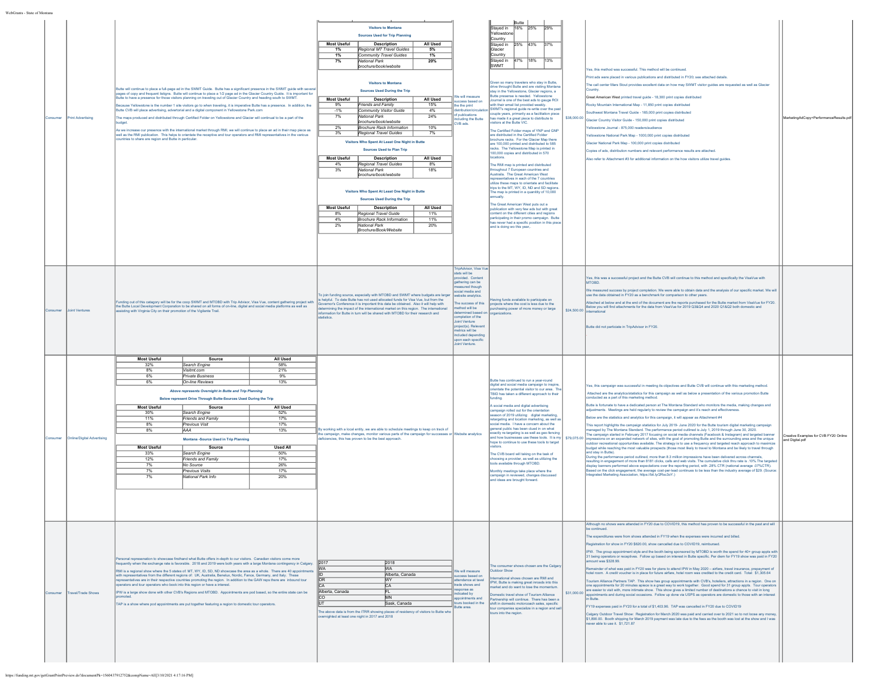| Market | Method | Strategy | Supporting Research/Statistics | Objective Measurement | Rationale | Amount | Evaluation/Results | Attachments |
|---|---|---|---|---|---|---|---|---|
| Consumer | Print Advertising | Butte will continue to place a full-page ad in the SWMT Guide. Butte has a significant presence in the SWMT guide with several pages of copy and frequent listigns. Butte will continue to place a 1/2 page ad in the Glacier Country Guide. It is important for Butte to have a presence for those visitors planning on traveling out of Glacier Country and heading south to SWMT.<br><br>Because Yellowstone is the number 1 site visitors go to when traveling, it is imperative Butte has a presence. In addition, the Butte CVB will place advertising, advertorial and a digital component in Yellowstone Park.com<br><br>The maps produced and distributed through Certified Folder on Yellowstone and Glacier will continue to be a part of the budget.<br><br>As we increase our presence with the international market through RMI, we will continue to place an ad in their map piece as well as the RMI publication. This helps to orientate the receptive and tour operators and RMI representatives in the various countries to share are region and Butte in particular. | **Visitors to Montana**<br>**Sources Used for Trip Planning**<br>Most Useful / Description / All Used:<br>1% / Regional MT Travel Guides / 5%<br>1% / Community Travel Guides / 1%<br>7% / National Park brochure/book/website / 20%<br><br>**Visitors to Montana**<br>**Sources Used During the Trip**<br>Most Useful / Description / All Used:<br>9% / Friends and Family / 15%<br>-1% / Community Visitor Guide / 4%<br>7% / National Park brochure/book/website / 24%<br>2% / Brochure Rack Information / 10%<br>3% / Regional Travel Guides / 7%<br><br>**Visitors Who Spent At Least One Night in Butte**<br>**Sources Used to Plan Trip**<br>Most Useful / Description / All Used:<br>4% / Regional Travel Guides / 8%<br>3% / National Park brochure/book/website / 18%<br><br>**Visitors Who Spent At Least One Night in Butte**<br>**Sources Used During the Trip**<br>Most Useful / Description / All Used:<br>8% / Regional Travel Guides / 11%<br>4% / Brochure Rack Information / 11%<br>2% / National Park Brochure/Book/Website / 20% | We will measure success based on the print distribution/circulation of publications including the Butte CVB ads. | (Butte) Stayed in Yellowstone Country: 16% / 25% / 29%<br>Stayed in Glacier Country: 25% / 43% / 37%<br>Stayed in SWMT: 47% / 18% / 13%<br><br>Given so many travelers who stay in Butte, drive throught Butte and are visiting Montana stay in the Yellowstone, Glacier regions, a Butte presense is needed. Yellowstone Journal is one of the best ads to gauge ROI with their email list provided weekly. SWMT's regional guide re-write over the past couple years, primarily as a facilitation piece has made it a great piece to distribute to visitors at the Butte VIC.<br><br>The Certified Folder maps of YNP and GNP are distributed in the Certified Folder brochure racks. For the Glacier Map there are 100,000 printed and distributed to 585 racks. The Yellowstone Map is printed in 100,000 copies and distributed in 570 locations.<br><br>The RMI map is printed and distributed throughout 7 European countries and Australia. The Great American West representatives in each of the 7 countries utilize these maps to orientate and facilitate trips to the MT, WY, ID, ND and SD regions. The map is printed in a quantity of 10,000 annually.<br><br>The Great American West puts out a publication with very few ads but with great content on the different cities and regions participating in their promo campaign. Butte has never had a specific position in this piece and is doing wo this year,. | $38,000.00 | Yes, this method was successful. This method will be continued.<br><br>Print ads were placed in various publications and distributed in FY20; see attached details.<br><br>The call center Mars Stout provides excellent data on how may SWMT visitor guides are requested as well as Glacier Country.<br><br>Great American West printed travel guide - 18,300 print copies distributed<br><br>Rocky Mountain International Map - 11,850 print copies distributed<br><br>Southwest Montana Travel Guide - 165,000 print copies distributed<br><br>Glacier Country Visitor Guide - 150,000 print copies distributed<br><br>Yellowstone Journal - 875,000 readers/audience<br><br>Yellowstone National Park Map - 1000,000 print copies distributed<br><br>Glacier National Park Map - 100,000 print copies distributed<br><br>Copies of ads, distribution numbers and relevant performance results are attached.<br><br>Also refer to Attachment #3 for additional information on the how visitors utilize travel guides. | MarketingAdCopy+PerformanceResults.pdf |
| Consumer | Joint Ventures | Funding out of this category will be for the coop SWMT and MTOBD with Trip Advisor, Visa Vue, content gathering project with the Butte Local Development Corporation to be shared on all forms of on-line, digital and social media platforms as well as assisting with Virginia City on their promotion of the Vigilante Trail. | To join funding source, especially with MTOBD and SWMT where budgets are larger is helpful. To date Butte has not used allocated funds for Visa Vue, but from the Governor's Conference it is important this data be obtained. Also it will help with determining the impact of the international market on this region. The international information for Butte in turn will be shared with MTOBD for their research and statistics. | TripAdvisor, Visa Vue stats will be provided. Content gathering can be measured though social media and website analytics.<br><br>The success of this method will be determined based on completion of the Joint Venture project(s). Relevant metrics will be included depending upon each specific Joint Venture. | Having funds available to participate on projects where the cost is less due to the purchasing power of more money or large organizations. | $24,500.00 | Yes, this was a successful project and the Butte CVB will continue to this method and specifically the VisaVue with MTOBD.<br><br>We measured success by project completion. We were able to obtain data and the analysis of our specific market. We will use the data obtained in FY20 as a benchmark for comparison to other years.<br><br>Attached at below and at the end of the document are the reports purchased for the Butte market from VisaVue for FY20. Below you will find attachments for the data from VisaVue for 2019 Q3&Q4 and 2020 Q1&Q2 both domestic and international<br><br>Butte did not particiate in TripAdvisor in FY20.<br><br>. | | |
| Consumer | Online/Digital Advertising | | Most Useful / Source / All Used:<br>32% / Search Engine / 58%<br>8% / Visitmt.com / 21%<br>6% / Private Business / 9%<br>6% / On-line Reviews / 13%<br>**Above represents Overnight in Butte and Trip Planning**<br>**Below represent Drive Through Butte-Sources Used During the Trip**<br>Most Useful / Source / All Used:<br>30% / Search Engine / 52%<br>11% / Friends and Family / 17%<br>8% / Previous Visit / 17%<br>8% / AAA / 13%<br>**Montana -Source Used in Trip Planning**<br>Most Useful / Source / Used All:<br>33% / Search Engine / 50%<br>12% / Friends and Family / 17%<br>7% / No Source / 26%<br>7% / Previous Visits / 17%<br>7% / National Park Info / 20%<br><br>By working with a local entity, we are able to schedule meetings to keep on track of the campaign, make changes, monitor various parts of the campaign for successes or deficiencies, this has proven to be the best approach. | Website analytics | Butte has continued to run a year-round digital and social media campaign to inspire, orientate the potential visitor to our area. The TBID has taken a different approach to their funding.<br><br>A social media and digital advertising campaign rolled out for the orientation season of 2019 utilizing: digital marketing, retargeting and location marketing, as well as social media. I have a concern about the general public has been clued in on what exactly re-targeting is as well as geo-fencing and how businesses use these tools. It is my hope to continue to use these tools to target visitors.<br><br>The CVB board will taking on the task of choosing a provider, as well as utilizing the tools available through MTOBD.<br><br>Monthly meetings take place where the campaign in reviewed, changes discussed and ideas are brought forward. | $79,075.00 | Yes, this campaign was successful in meeting its objectives and Butte CVB will continue with this marketing method.<br><br>Attached are the analytics/statistics for this campaign as well as below a presentation of the various promotion Butte conducted as a part of this marketing method.<br><br>Butte is fortunate to have a dedicated person at The Montana Standard who monitors the media, making changes and adjustments. Meetings are held regularly to review the campaign and it's reach and effectiveness.<br><br>Below are the statistics and analytics for this campaign, it will appear as Attachment #4<br><br>This report highlights the campaign statistics for July 2019- June 2020 for the Butte tourism digital marketing campaign managed by The Montana Standard. The performance period outlined is July 1, 2019 through June 30, 2020.<br>The campaign started in February 2017 focusing on social media channels (Facebook & Instagram) and targeted banner impressions on an expanded network of sites, with the goal of promoting Butte and the surrounding area and the unique outdoor recreational opportunities available. The strategy is to use a frequency and targeted reach approach to maximize budget while reaching the most valuable prospects (those most likely to travel to Montana and be likely to travel through and stay in Butte).<br>During the performance period outlined, more than 8.3 million impressions have been delivered across channels, resulting in engagement of more than 8181 clicks, calls and web visits. The cumulative click thru rate is .10%.The targeted display banners performed above expectations over the reporting period, with .28% CTR (national average .07%CTR).<br>Based on the click engagement, the average cost-per-lead continues to be less than the industry average of $29. (Source: Integrated Marketing Association, https://bit.ly/2Rsc3oY.) | Creative Examples for CVB FY20 Online and Digital.pdf |
| Consumer | Travel/Trade Shows | Personal represenation to showcase firsthand what Butte offers in-depth to our visitors. Canadian visitors come more frequently when the exchange rate is favorable. 2018 and 2019 were both years with a large Montana contingency in Calgary.<br><br>RMI is a regional show where the 5 states of MT, WY, ID, SD, ND showcase the area as a whole. There are 40 appointments with representatives from the different regions of: UK, Australia, Benelux, Nordic, Fance, Germany, and Italy. These representatives are in their respective countries promoting the region. In addition to the GAW reps there are inbound tour operators and tour operators who book into this region or have a interest.<br><br>IPW is a large show done with other CVB's Regions and MTOBD. Appointments are pod based, so the entire state can be promoted.<br><br>TAP is a show where pod appointments are put together featuring a region to domestic tour operators. | 2017 / 2018:<br>WA / WA<br>ID / Alberta, Canada<br>OR / WY<br>CA / CA<br>Alberta, Canada / FL<br>CO / MN<br>UT / Sask, Canada<br><br>The above data is from the ITRR showing places of residency of visitors to Butte who overnighted at least one night in 2017 and 2018 | We will measure success based on attendance at travel trade shows and response as indicated by appointments and tours booked in the Butte area. | The consumer shows chosen are the Calgary Outdoor Show<br><br>International shows chosen are RMI and IPW, Butte is making great inroads into this market and do want to lose the momentum.<br><br>Domestic travel show of Tourism Alliance Partnership will continue. There has been a shift in domestic motorcoach sales, specific tour companies specialize in a region and sell tours into the region. | $31,000.00 | Although no shows were attended in FY20 due to COVID19, this method has proven to be successful in the past and will be continued.<br><br>The expenditures were from shows attended in FY19 when the expenses were incurred and billed.<br><br>Registration for show in FY20 $620.00, show cancelled due to COVID19, reimbursed.<br><br>IPW: The group appointment style and the booth being sponsored by MTOBD is worth the spend for 40+ group appts with 31 being operators or receptives. Follow up based on interest in Butte specific. Per diem for FY19 show was paid in FY20 amount was $328.99.<br><br>Remainder of what was paid in FY20 was for plans to attend IPW in May 2020 – airfare, travel insurance, prepayment of hotel room. A credit voucher is in place for future airfare, hotel room was credited to the credit card. Total: $1,305.64<br><br>Tourism Alliance Partners TAP. This show has group appointments with CVB's, hoteliers, attractions in a region. One on one appointments for 20 minutes apiece is a great way to work together. Good spend for 31 group appts. Tour operators are easier to visit with, more intimate show. This show gives a limited number of destinations a chance to visit in long appointments and during social occasions. Follow up done via USPS as operators are domestic to those with an interest in Butte.<br><br>FY19 expenses paid in FY20 for a total of $1,403.96. TAP was cancelled in FY20 due to COVID19<br><br>Calgary Outdoor Travel Show: Registration for March 2020 was paid and carried over to 2021 so to not lose any money, $1,890.00. Booth shipping for March 2019 payment was late due to the fees as the booth was lost at the show and I was never able to use it. $1,721.87 | |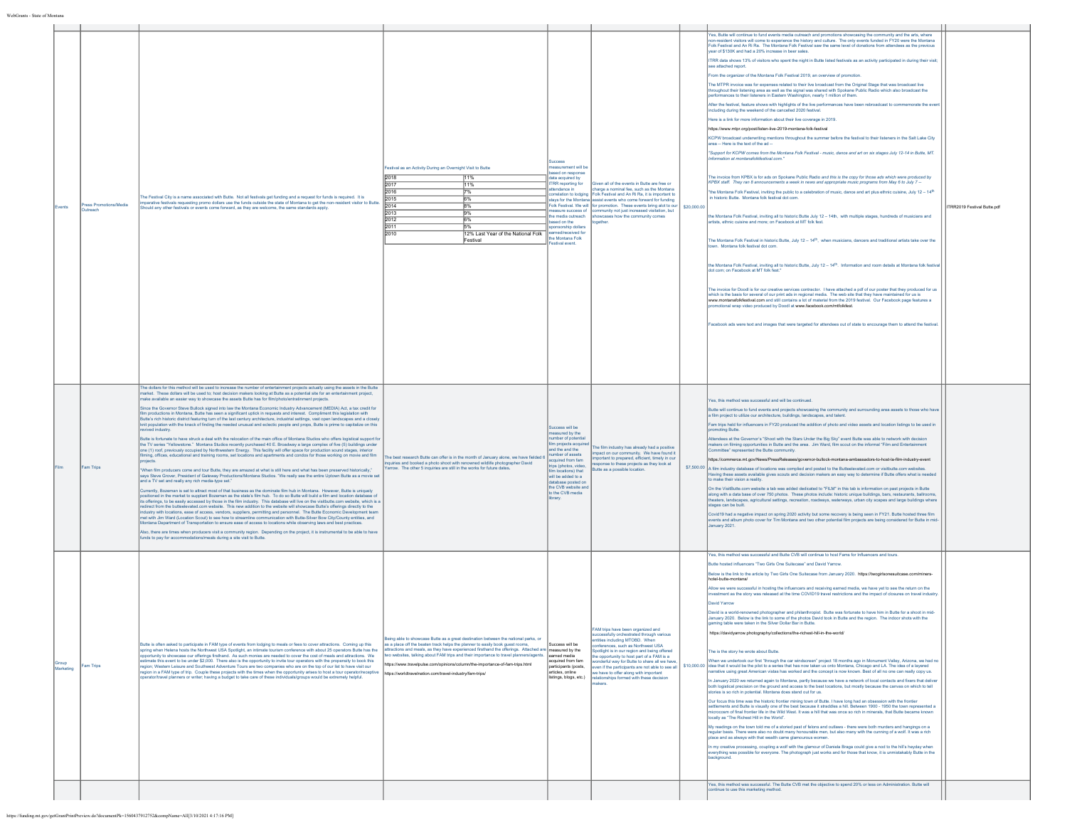| | | | | | | | | |
|---|---|---|---|---|---|---|---|---|
| Events | Press Promotions/Media Outreach | The Festival City is a name associated with Butte. Not all festivals get funding and a request for funds is required. It is imperative festivals requesting promo dollars use the funds outside the state of Montana to get the non-resident visitor to Butte. Should any other festivals or events come forward, as they are welcome, the same standards apply. | Festival as an Activity During an Overnight Visit to Butte<br>2018 — 11%<br>2017 — 11%<br>2016 — 7%<br>2015 — 6%<br>2014 — 8%<br>2013 — 9%<br>2012 — 6%<br>2011 — 5%<br>2010 — 12% Last Year of the National Folk Festival | Success measurement will be based on response data acquired by ITRR reporting for attendance in correlation to lodging stays for the Montana Folk Festival. We will measure success of the media outreach based on the sponsorship dollars earned/received for the Montana Folk Festival event. | Given all of the events in Butte are free or charge a nominal fee, such as the Montana Folk Festival and An Ri Ra, it is important to assist events who come forward for funding for promotion. These events bring alot to our community not just increased visitation, but showcases how the community comes together. | $20,000.00 | Yes, Butte will continue to fund events media outreach and promotions showcasing the community and the arts, where non-resident visitors will come to experience the history and culture. The only events funded in FY20 were the Montana Folk Festival and An Ri Ra. The Montana Folk Festival saw the same level of donations from attendees as the previous year of $130K and had a 20% increase in beer sales.<br><br>ITRR data shows 13% of visitors who spent the night in Butte listed festivals as an activity participated in during their visit; see attached report.<br><br>From the organizer of the Montana Folk Festival 2019, an overview of promotion.<br><br>The MTPR invoice was for expenses related to their live broadcast from the Original Stage that was broadcast live throughout their listening area as well as the signal was shared with Spokane Public Radio which also broadcast the performances to their listeners in Eastern Washington, nearly 1 million of them.<br><br>After the festival, feature shows with highlights of the live performances have been rebroadcast to commemorate the event including during the weekend of the cancelled 2020 festival.<br><br>Here is a link for more information about their live coverage in 2019.<br><br>https://www.mtpr.org/post/listen-live-2019-montana-folk-festival<br><br>KCPW broadcast underwriting mentions throughout the summer before the festival to their listeners in the Salt Lake City area -- Here is the text of the ad --<br><br>*"Support for KCPW comes from the Montana Folk Festival - music, dance and art on six stages July 12-14 in Butte, MT. Information at montanafolkfestival.com."*<br><br>The invoice from KPBX is for ads on Spokane Public Radio *and this is the copy for those ads which were produced by KPBX staff. They ran 8 announcements a week in news and appropriate music programs from May 6 to July 7* --<br><br>"the Montana Folk Festival, inviting the public to a celebration of music, dance and art plus ethnic cuisine, July 12 – 14th in historic Butte. Montana folk festival dot com.<br><br>the Montana Folk Festival, inviting all to historic Butte July 12 – 14th, with multiple stages, hundreds of musicians and artists, ethnic cuisine and more; on Facebook at MT folk fest.<br><br>The Montana Folk Festival in historic Butte, July 12 – 14th, when musicians, dancers and traditional artists take over the town. Montana folk festival dot com.<br><br>the Montana Folk Festival, inviting all to historic Butte, July 12 – 14th. Information and room details at Montana folk festival dot com; on Facebook at MT folk fest."<br><br>The invoice for Doodl is for our creative services contractor. I have attached a pdf of our poster that they produced for us which is the basis for several of our print ads in regional media. The web site that they have maintained for us is www.montanafolkfestival.com and still contains a lot of material from the 2019 festival. Our Facebook page features a promotional wrap video produced by Doodl at www.facebook.com/mtfolkfest.<br><br>Facebook ads were text and images that were targeted for attendees out of state to encourage them to attend the festival. | ITRR2019 Festival Butte.pdf |
| Film | Fam Trips | The dollars for this method will be used to increase the number of entertainment projects actually using the assets in the Butte market. These dollars will be used to; host decision makers looking at Butte as a potential site for an entertainment project, make available an easier way to showcase the assets Butte has for film/photo/entertainment projects.<br><br>Since the Governor Steve Bullock signed into law the Montana Economic Industry Advancement (MEDIA) Act, a tax credit for film productions in Montana, Butte has seen a significant uptick in requests and interest. Compliment this legislation with Butte's rich historic district featuring turn of the last century architecture, industrial settings, vast open landscapes and a closely knit population with the knack of finding the needed unusual and eclectic people and props, Butte is prime to capitalize on this revived industry.<br><br>Butte is fortunate to have struck a deal with the relocation of the main office of Montana Studios who offers logistical support for the TV series "Yellowstone." Montana Studios recently purchased 40 E. Broadway a large complex of five (5) buildings under one (1) roof, previously occupied by Northwestern Energy. This facility will offer space for production sound stages, interior filming, offices, educational and training rooms, set locations and apartments and condos for those working on movie and film projects.<br><br>"When film producers come and tour Butte, they are amazed at what is still here and what has been preserved historically," says Steve Grover, President of Gateway Productions/Montana Studios. "We really see the entire Uptown Butte as a movie set and a TV set and really any rich media-type set."<br><br>Currently, Bozeman is set to attract most of that business as the dominate film hub in Montana. However, Butte is uniquely positioned in the market to supplant Bozeman as the state's film hub. To do so Butte will build a film and location database of its offerings, to be easily accessed by those in the film industry. This database will live on the visitbutte.com website, which is a redirect from the butteelevated.com website. This new addition to the website will showcase Butte's offerings directly to the industry with locations, ease of access, vendors, suppliers, permitting and personnel. The Butte Economic Development team met with Jim Ward (Location Scout) to see how to streamline communication with Butte-Silver Bow City/County entities, and Montana Department of Transportation to ensure ease of access to locations while observing laws and best practices.<br><br>Also, there are times when producers visit a community region. Depending on the project, it is instrumental to be able to have funds to pay for accommodations/meals during a site visit to Butte. | The best research Butte can offer is in the month of January alone, we have fielded 6 inquiries and booked a photo shoot with renowned wildlife photographer David Yarrow. The other 5 inquiries are still in the works for future dates. | Success will be measured by the number of potential film projects acquired and the and the number of assets acquired from fam trips (photos, video, film locations) that will be added to a database posted on the CVB website and to the CVB media library. | The film industry has already had a positive impact on our community. We have found it important to prepared, efficient, timely in our response to these projects as they look at Butte as a possible location. | $7,500.00 | Yes, this method was successful and will be continued.<br><br>Butte will continue to fund events and projects showcasing the community and surrounding area assets to those who have a film project to utilize our architecture, buildings, landscapes, and talent.<br><br>Fam trips held for influencers in FY20 produced the addition of photo and video assets and location listings to be used in promoting Butte.<br><br>Attendees at the Governor's "Shoot with the Stars Under the Big Sky" event Butte was able to network with decision makers on filming opportunities in Butte and the area. Jim Ward, film scout on the informal "Film and Entertainment Committee" represented the Butte community.<br><br>https://commerce.mt.gov/News/PressReleases/governor-bullock-montana-ambassadors-to-host-la-film-industry-event<br><br>A film industry database of locations was compiled and posted to the Butteelevated.com or visitbutte.com websites. Having these assets available gives scouts and decision makers an easy way to determine if Butte offers what is needed to make their vision a reality.<br><br>On the VisitButte.com website a tab was added dedicated to "FILM" in this tab is information on past projects in Butte along with a data base of over 750 photos. These photos include; historic unique buildings, bars, restaurants, ballrooms, theaters, landscapes, agricultural settings, recreation, roadways, waterways, urban city scapes and large buildings where stages can be built.<br><br>Covid19 had a negative impact on spring 2020 activity but some recovery is being seen in FY21. Butte hosted three film events and album photo cover for Tim Montana and two other potential film projects are being considered for Butte in mid-January 2021. | |
| Group Marketing | Fam Trips | Butte is often asked to participate in FAM type of events from lodging to meals or fees to cover attractions. Coming up this spring when Helena hosts the Northwest USA Spotlight, an intimate tourism conference with about 25 operators Butte has the opportunity to showcase our offerings firsthand. As such monies are needed to cover the cost of meals and attractions. We estimate this event to be under $2,000. There also is the opportunity to invite tour operators with the propensity to book this region; Western Leisure and Southwest Adventure Tours are two companies who are on the top of our list to have visit our region in a FAM type of trip. Couple these projects with the times when the opportunity arises to host a tour operator/receptive operator/travel planners or writer; having a budget to take care of these individuals/groups would be extremely helpful. | Being able to showcase Butte as a great destination between the national parks, or as a place off the beaten track helps the planner to easily book guest rooms, attractions and meals, as they have experienced firsthand the offerings. Attached are two websites, talking about FAM trips and their importance to travel planners/agents.<br><br>https://www.travelpulse.com/opinions/column/the-importance-of-fam-trips.html<br><br>https://worldtravelnation.com/travel-industry/fam-trips/ | Success will be measured by the earned media acquired from fam participants (posts, articles, online listings, blogs, etc.) | FAM trips have been organized and successfully orchestrated through various entities including MTOBD. When conferences, such as Northwest USA Spotlight is in our region and being offered the opportunity to host part of a FAM is a wonderful way for Butte to share all we have, even if the participants are not able to see all we have to offer along with important relationships formed with these decision makers. | $10,000.00 | Yes, this method was successful and Butte CVB will continue to host Fams for influencers and tours.<br><br>Butte hosted influencers "Two Girls One Suitcase" and David Yarrow.<br><br>Below is the link to the article by Two Girls One Suitcase from January 2020. https://twogirlsonesuitcase.com/miners-hotel-butte-montana/<br><br>Allow we were successful in hosting the influencers and receiving earned media, we have yet to see the return on the investment as the story was released at the time COVID19 travel restrictions and the impact of closures on travel industry.<br><br>David Yarrow<br><br>David is a world-renowned photographer and philanthropist. Butte was fortunate to have him in Butte for a shoot in mid-January 2020. Below is the link to some of the photos David took in Butte and the region. The indoor shots with the gaming table were taken in the Silver Dollar Bar in Butte.<br><br>https://davidyarrow.photography/collections/the-richest-hill-in-the-world/<br><br>The is the story he wrote about Butte.<br><br>When we undertook our first "through the car windscreen" project 18 months ago in Monument Valley, Arizona, we had no idea that it would be the pilot to a series that has now taken us onto Montana, Chicago and LA. The idea of a layered narrative using great American vistas has worked and the concept is now known. Best of all no one can really copy us.<br><br>In January 2020 we returned again to Montana, partly because we have a network of local contacts and fixers that deliver both logistical precision on the ground and access to the best locations, but mostly because the canvas on which to tell stories is so rich in potential. Montana does stand out for us.<br><br>Our focus this time was the historic frontier mining town of Butte. I have long had an obsession with the frontier settlements and Butte is visually one of the best because it straddles a hill. Between 1900 - 1950 the town represented a microcosm of final frontier life in the Wild West. It was a hill that was once so rich in minerals, that Butte became known locally as "The Richest Hill in the World".<br><br>My readings on the town told me of a storied past of felons and outlaws - there were both murders and hangings on a regular basis. There were also no doubt many honourable men, but also many with the cunning of a wolf. It was a rich place and as always with that wealth came glamourous women.<br><br>In my creative processing, coupling a wolf with the glamour of Daniela Braga could give a nod to the hill's heyday when everything was possible for everyone. The photograph just works and for those that know, it is unmistakably Butte in the background. | |
| | | | | | | | Yes, this method was successful. The Butte CVB met the objective to spend 20% or less on Administration. Butte will continue to use this marketing method. | |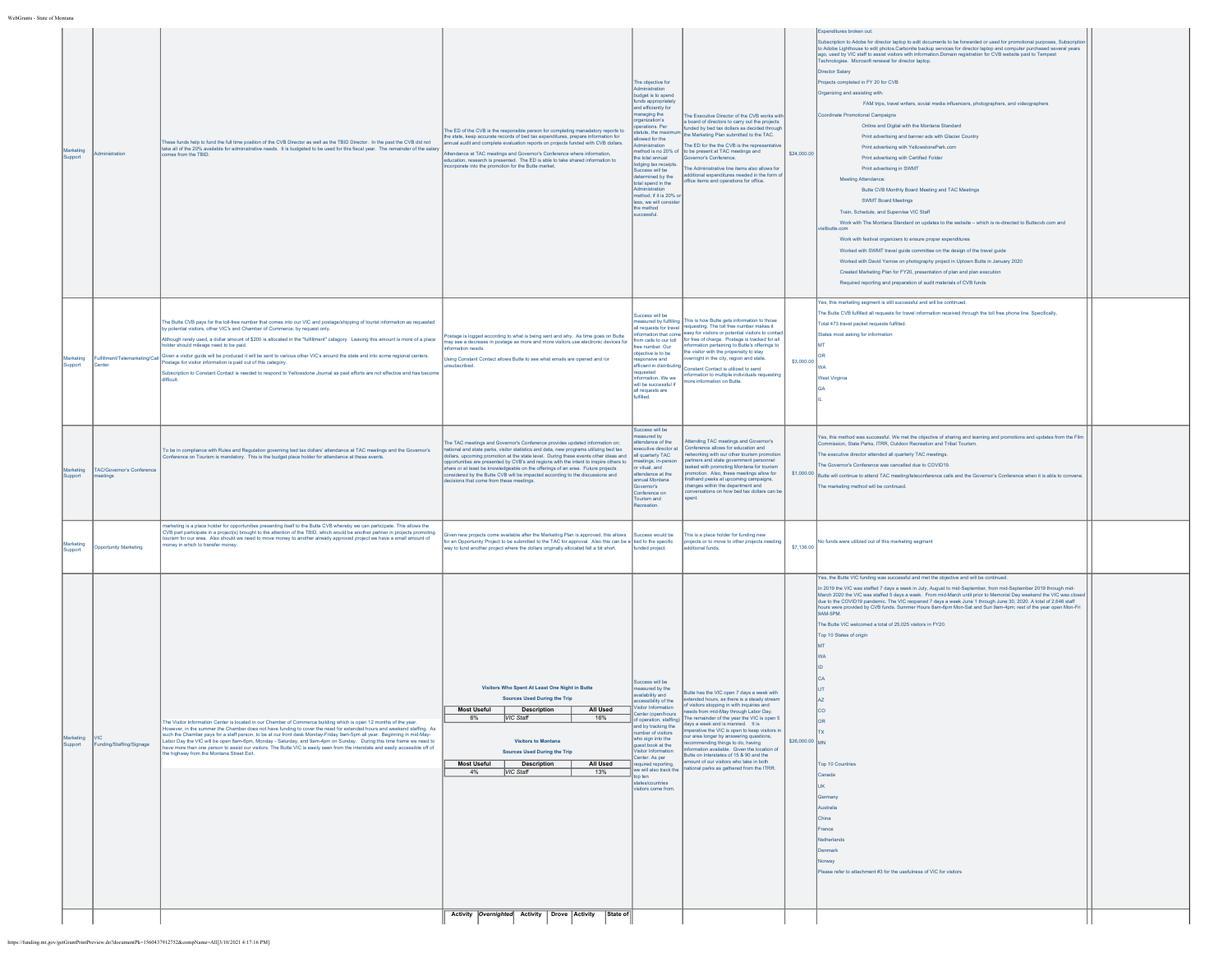| Marketing Support | Administration | These funds help to fund the full time position of the CVB Director as well as the TBID Director. In the past the CVB did not take all of the 20% available for administrative needs. It is budgeted to be used for this fiscal year. The remainder of the salary comes from the TBID. | The ED of the CVB is the responsible person for completing manadatory reports to the state, keep accurate records of bed tax expenditures, prepare information for annual audit and complete evaluation reports on projects funded with CVB dollars.<br><br>Attendance at TAC meetings and Governor's Conference where information, education, research is presented. The ED is able to take shared information to incorporate into the promotion for the Butte market. | The objective for Administration budget is to spend funds appropriately and efficiently for managing the organization's operations. Per statute, the maximum allowed for the Administration method is no 20% of the total annual lodging tax receipts. Success will be determined by the total spend in the Administration method; if it is 20% or less, we will consider the method successful. | The Executive Director of the CVB works with a board of directors to carry out the projects funded by bed tax dollars as decided through the Marketing Plan submitted to the TAC.<br><br>The ED for the the CVB is the representative to be present at TAC meetings and Governor's Conference.<br><br>The Administrative line items also allows for additional expenditures needed in the form of office items and operations for office. | $24,000.00 | Expenditures broken out:<br><br>Subscription to Adobe for director laptop to edit documents to be forwarded or used for promotional purposes, Subscription to Adobe Lighthouse to edit photos.Carbonite backup services for director laptop and computer purchased several years ago, used by VIC staff to assist visitors with information.Domain registration for CVB website paid to Tempest Technologies. Microsoft renewal for director laptop.<br><br>Director Salary<br><br>Projects completed in FY 20 for CVB<br><br>Organizing and assisting with:<br><br>FAM trips, travel writers, social media influencers, photographers, and videographers<br><br>Coordinate Promotional Campaigns<br><br>Online and Digital with the Montana Standard<br><br>Print advertising and banner ads with Glacier Country<br><br>Print advertising with YellowstonePark.com<br><br>Print advertising with Certified Folder<br><br>Print advertising in SWMT<br><br>Meeting Attendance:<br><br>Butte CVB Monthly Board Meeting and TAC Meetings<br><br>SWMT Board Meetings<br><br>Train, Schedule, and Supervise VIC Staff<br><br>Work with The Montana Standard on updates to the website – which is re-directed to Buttecvb.com and visitbutte.com<br><br>Work with festival organizers to ensure proper expenditures<br><br>Worked with SWMT travel guide committee on the design of the travel guide<br><br>Worked with David Yarrow on photography project in Uptown Butte in January 2020<br><br>Created Marketing Plan for FY20, presentation of plan and plan execution<br><br>Required reporting and preparation of audit materials of CVB funds | |
|---|---|---|---|---|---|---|---|---|
| Marketing Support | Fulfillment/Telemarketing/Call Center | The Butte CVB pays for the toll-free number that comes into our VIC and postage/shipping of tourist information as requested by potential visitors, other VIC's and Chamber of Commerce; by request only.<br><br>Although rarely used, a dollar amount of $200 is allocated in the "fulfillment" category. Leaving this amount is more of a place holder should mileage need to be paid.<br><br>Given a visitor guide will be produced it will be sent to various other VIC's around the state and into some regional centers. Postage for visitor information is paid out of this category.<br><br>Subscription to Constant Contact is needed to respond to Yellowstone Journal as past efforts are not effective and has become difficult. | Postage is logged according to what is being sent and why. As time goes on Butte may see a decrease in postage as more and more visitors use electronic devices for information needs.<br><br>Using Constant Contact allows Butte to see what emails are opened and /or unsubscribed. | Success will be measured by fulfilling all requests for travel information that come from calls to our toll free number. Our objective is to be responsive and efficient in distributing requested information. We we will be successful if all requests are fulfilled. | This is how Butte gets information to those requesting. The toll free number makes it easy for visitors or potential visitors to contact for free of charge. Postage is tracked for all information pertaining to Butte's offerings to the visitor with the propensity to stay overnight in the city, region and state.<br><br>Constant Contact is utilized to send information to multiple individuals requesting more information on Butte. | $3,000.00 | Yes, this marketing segment is still successful and will be continued.<br><br>The Butte CVB fulfilled all requests for travel information received through the toll free phone line. Specifically,<br><br>Total 473 travel packet requests fulfilled.<br><br>States most asking for information<br><br>MT<br><br>OR<br><br>WA<br><br>West Virginia<br><br>GA<br><br>IL | |
| Marketing Support | TAC/Governor's Conference meetings | To be in compliance with Rules and Regulation governing bed tax dollars' attendance at TAC meetings and the Governor's Conference on Tourism is mandatory. This is the budget place holder for attendance at these events. | The TAC meetings and Governor's Conference provides updated information on; national and state parks, visitor statistics and data, new programs utilizing bed tax dollars, upcoming promotion at the state level. During these events other ideas and opportunities are presented by CVB's and regions with the intent to inspire others to share or at least be knowledgeable on the offerings of an area. Future projects considered by the Butte CVB will be impacted according to the discussions and decisions that come from these meetings. | Success will be measured by attendance of the executive director at all quarterly TAC meetings, in-person or virual, and attendance at the annual Montana Governor's Conference on Tourism and Recreation. | Attending TAC meetings and Governor's Conference allows for education and networking with our other tourism promotion partners and state government personnel tasked with promoting Montana for tourism promotion. Also, these meetings allow for firsthand peeks at upcoming campaigns, changes within the department and conversations on how bed tax dollars can be spent. | $1,000.00 | Yes, this method was successful. We met the objective of sharing and learning and promotions and updates from the Film Commission, State Parks, ITRR, Outdoor Recreation and Tribal Tourism.<br><br>The executive director attended all quarterly TAC meetings.<br><br>The Governor's Conference was cancelled due to COVID19.<br><br>Butte will continue to attend TAC meeting/teleconference calls and the Governor's Conference when it is able to convene.<br><br>The marketing method will be continued. | |
| Marketing Support | Opportunity Marketing | marketing is a place holder for opportunities presenting itself to the Butte CVB whereby we can participate. This allows the CVB part participate in a project(s) brought to the attention of the TBID, which would be another partner in projects promoting tourism for our area. Also should we need to move money to another already approved project we have a small amount of money in which to transfer money. | Given new projects come available after the Marketing Plan is approved, this allows for an Opportunity Project to be submitted to the TAC for approval. Also this can be a way to fund another project where the dollars originally allocated fell a bit short. | Success would be tied to the specific funded project. | This is a place holder for funding new projects or to move to other projects needing additional funds. | $7,136.00 | No funds were utilized out of this marketing segment | |
| Marketing Support | VIC Funding/Staffing/Signage | The Visitor Information Center is located in our Chamber of Commerce building which is open 12 months of the year. However, in the summer the Chamber does not have funding to cover the need for extended hours and weekend staffing. As such the Chamber pays for a staff person, to be at our front desk Monday-Friday 9am-5pm all year. Beginning in mid-May-Labor Day the VIC will be open 8am-6pm, Monday - Saturday, and 9am-4pm on Sunday. During this time frame we need to have more than one person to assist our visitors. The Butte VIC is easily seen from the interstate and easily accessible off of the highway from the Montana Street Exit. | **Visitors Who Spent At Least One Night in Butte**<br>**Sources Used During the Trip**<br>Most Useful: 6% — VIC Staff — All Used: 16%<br><br>**Visitors to Montana**<br>**Sources Used During the Trip**<br>Most Useful: 4% — VIC Staff — All Used: 13% | Success will be measured by the availability and accessibility of the Visitor Information Center (open/hours of operation, staffing) and by tracking the number of visitors who sign into the guest book at the Visitor Information Center. As per required reporting, we will also track the top ten states/countries visitors come from. | Butte has the VIC open 7 days a week with extended hours, as there is a steady stream of visitors stopping in with inquiries and needs from mid-May through Labor Day. The remainder of the year the VIC is open 5 days a week and is manned. It is imperative the VIC is open to keep visitors in our area longer by answering questions, recommending things to do, having information available. Given the location of Butte on Interstates of 15 & 90 and the amount of our visitors who take in both national parks as gathered from the ITRR. | $26,000.00 | Yes, the Butte VIC funding was successful and met the objective and will be continued.<br><br>In 2019 the VIC was staffed 7 days a week in July, August to mid-September, from mid-September 2019 through mid-March 2020 the VIC was staffed 5 days a week. From mid-March until prior to Memorial Day weekend the VIC was closed due to the COVID19 pandemic. The VIC reopened 7 days a week June 1 through June 30, 2020. A total of 2,646 staff hours were provided by CVB funds. Summer Hours 8am-6pm Mon-Sat and Sun 9am-4pm; rest of the year open Mon-Fri 9AM-5PM.<br><br>The Butte VIC welcomed a total of 25,025 visitors in FY20.<br><br>Top 10 States of origin<br><br>MT<br><br>WA<br><br>ID<br><br>CA<br><br>UT<br><br>AZ<br><br>CO<br><br>OR<br><br>TX<br><br>MN<br><br>Top 10 Countries<br><br>Canada<br><br>UK<br><br>Germany<br><br>Australia<br><br>China<br><br>France<br><br>Netherlands<br><br>Denmark<br><br>Norway<br><br>Please refer to attachment #3 for the usefulness of VIC for visitors | |
| | | | Activity — *Overnighted* — Activity — Drove — Activity — State of | | | | | |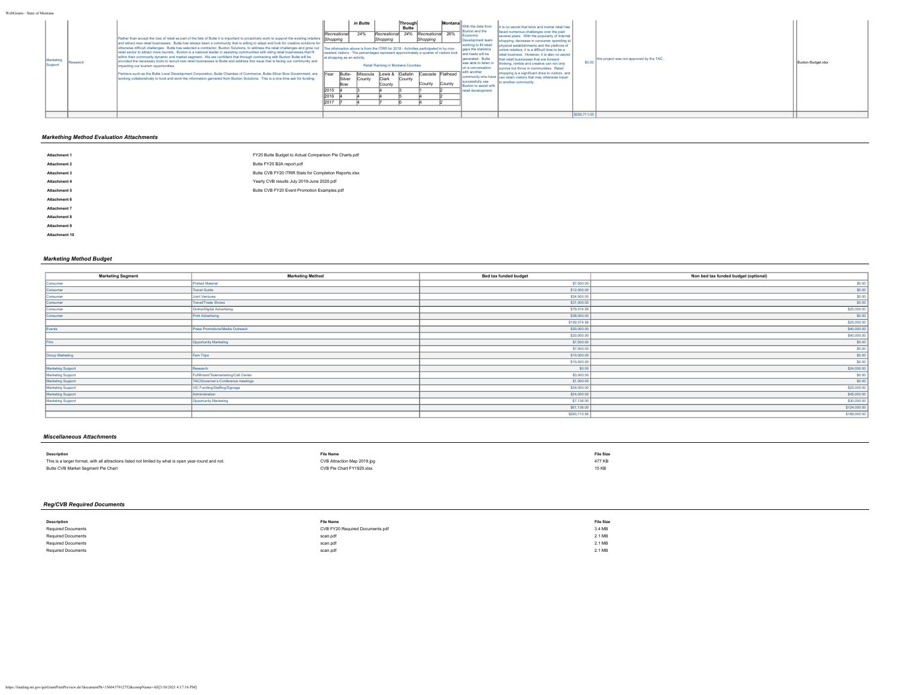| Marketing Support | Research | Rather than accept the loss of retail as part of the fate of Butte it is important to proactively work to support the existing retailers and attract new retail businesses. Butte has always been a community that is willing to adapt and look for creative solutions for otherwise difficult challenges. Butte has selected a contractor, Buxton Solutions, to address the retail challenges and grow our retail sector to attract more tourists. Buxton is a national leader in assisting communities with siting retail businesses that fit within their community dynamic and market segment. We are confident that through contracting with Buxton Butte will be provided the necessary tools to recruit new retail businesses to Butte and address this issue that is facing our community and impacting our tourism opportunities.<br><br>Partners such as the Butte Local Development Corporation, Butte Chamber of Commerce, Butte-Silver Bow Government, are working collaboratively to fund and work the information garnered from Buxton Solutions. This is a one time ask for funding. | *in Butte*: Recreational Shopping 24%; *Through Butte*: Recreational Shopping 24%; *Montana*: Recreational Shopping 26%<br><br>The information above is from the ITRR for 2018 - Activities participated in by non-resident visitors. The percentages represent approximately a quarter of visitors look at shopping as an activity.<br><br>Retail Ranking in Montana Counties<br><br>Year / Butte-Silver Bow / Missoula County / Lewis & Clark County / Gallatin County / Cascade County / Flathead County<br>2015 / 4 / 3 / 4 / 3 / 1 / 2<br>2016 / 4 / 4 / 4 / 5 / 4 / 2<br>2017 / 7 / 4 / 7 / 6 / 4 / 2 | With the data from Buxton and the Economic Development team working to fill retail gaps the statistics and leads will be generated. Butte was able to listen in on a conversation with another community who have successfully use Buxton to assist with retail development. | It is no secret that brick and mortar retail has faced numerous challenges over the past several years. With the popularity of Internet shopping, decrease in consumer spending at physical establishments and the plethora of online retailers, it is a difficult time to be a retail business. However, it is also no secret that retail businesses that are forward thinking, nimble and creative can not only survive but thrive in communities. Retail shopping is a significant draw to visitors, and can retain visitors that may otherwise travel to another community. | $0.00 | this project was not approved by the TAC. | | Buxton Budget.xlsx |
|---|---|---|---|---|---|---|---|---|---|
| | | | | | | $290,711.00 | | | |

## *Markething Method Evaluation Attachments*

| | |
|---|---|
| **Attachment 1** | FY20 Butte Budget to Actual Comparison Pie Charts.pdf |
| **Attachment 2** | Butte FY20 B2A report.pdf |
| **Attachment 3** | Butte CVB FY20 ITRR Stats for Completion Reports.xlsx |
| **Attachment 4** | Yearly CVB results July 2019-June 2020.pdf |
| **Attachment 5** | Butte CVB FY20 Event Promotion Examples.pdf |
| **Attachment 6** | |
| **Attachment 7** | |
| **Attachment 8** | |
| **Attachment 9** | |
| **Attachment 10** | |

## *Marketing Method Budget*

| Marketing Segment | Marketing Method | Bed tax funded budget | Non bed tax funded budget (optional) |
|---|---|---|---|
| Consumer | Printed Material | $7,500.00 | $0.00 |
| Consumer | Travel Guide | $12,000.00 | $0.00 |
| Consumer | Joint Ventures | $24,500.00 | $0.00 |
| Consumer | Travel/Trade Shows | $31,000.00 | $0.00 |
| Consumer | Online/Digital Advertising | $79,074.56 | $25,000.00 |
| Consumer | Print Advertising | $38,000.00 | $0.00 |
| | | $192,074.56 | $25,000.00 |
| Events | Press Promotions/Media Outreach | $20,000.00 | $40,000.00 |
| | | $20,000.00 | $40,000.00 |
| Film | Opportunity Marketing | $7,500.00 | $0.00 |
| | | $7,500.00 | $0.00 |
| Group Marketing | Fam Trips | $10,000.00 | $0.00 |
| | | $10,000.00 | $0.00 |
| Marketing Support | Research | $0.00 | $24,000.00 |
| Marketing Support | Fulfillment/Telemarketing/Call Center | $3,000.00 | $0.00 |
| Marketing Support | TAC/Governor's Conference meetings | $1,000.00 | $0.00 |
| Marketing Support | VIC Funding/Staffing/Signage | $26,000.00 | $25,000.00 |
| Marketing Support | Administration | $24,000.00 | $45,000.00 |
| Marketing Support | Opportunity Marketing | $7,136.00 | $30,000.00 |
| | | $61,136.00 | $124,000.00 |
| | | $290,710.56 | $189,000.00 |

## *Miscellaneous Attachments*

| Description | File Name | File Size |
|---|---|---|
| This is a larger format, with all attractions listed not limited by what is open year-round and not. | CVB Attraction Map 2019.jpg | 477 KB |
| Butte CVB Market Segment Pie Chart | CVB Pie Chart FY1920.xlsx | 15 KB |

## *Reg/CVB Required Documents*

| Description | File Name | File Size |
|---|---|---|
| Required Documents | CVB FY20 Required Documents.pdf | 3.4 MB |
| Required Documents | scan.pdf | 2.1 MB |
| Required Documents | scan.pdf | 2.1 MB |
| Required Documents | scan.pdf | 2.1 MB |